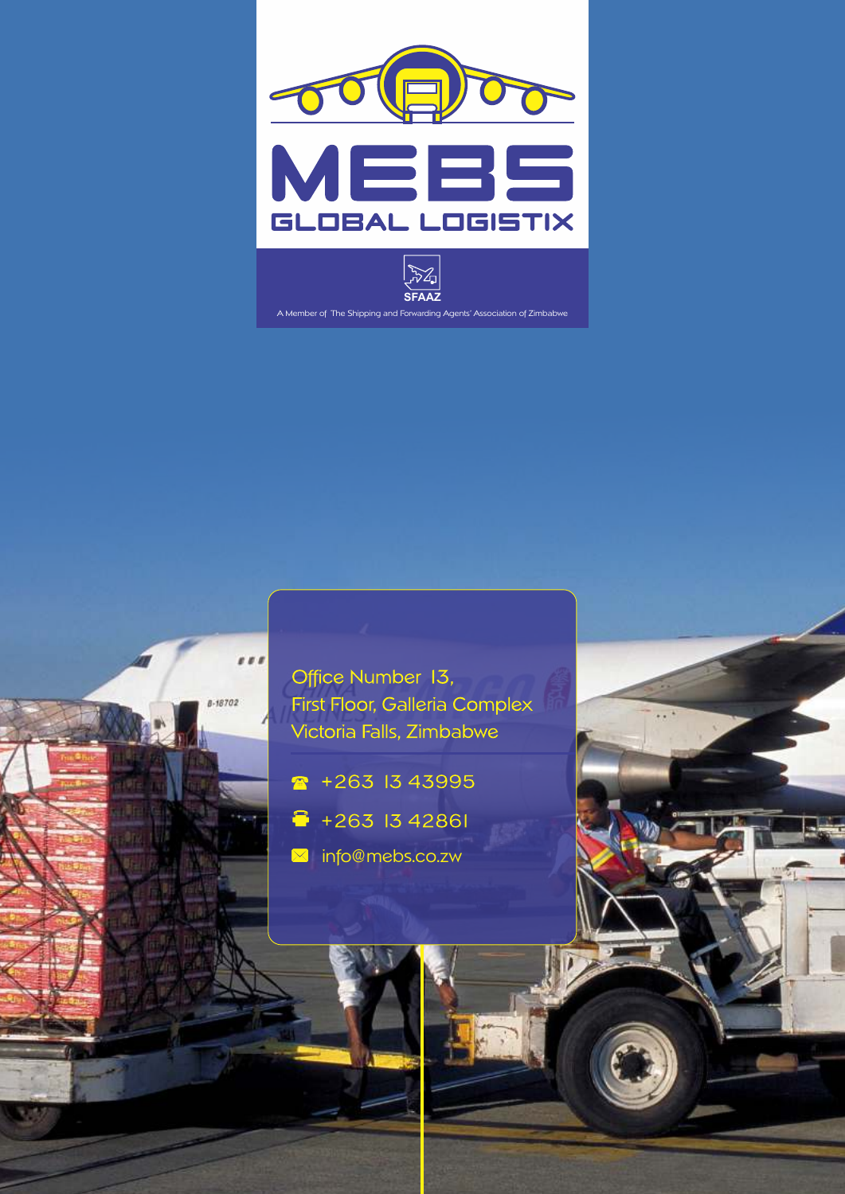# MEBS

## GLOBAL LOGISTIX

SFAAZ

A Member of The Shipping and Forwarding Agents' Association of Zimbabwe

Office Number 13,
First Floor, Galleria Complex
Victoria Falls, Zimbabwe

+263 13 43995

+263 13 42861

info@mebs.co.zw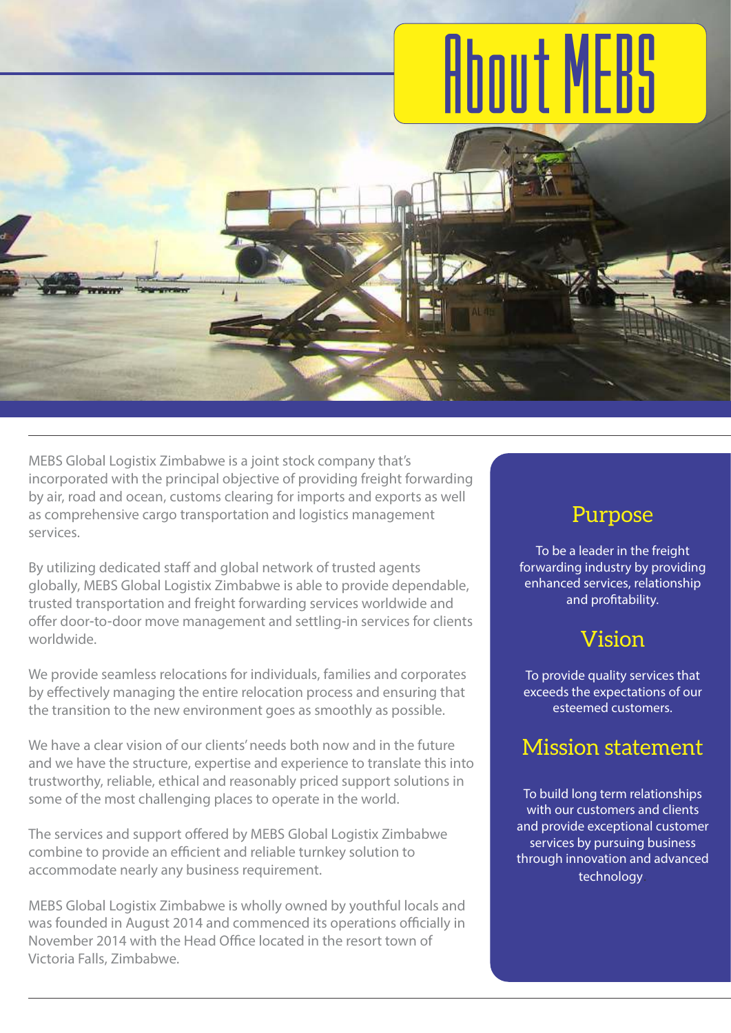# About MEBS

MEBS Global Logistix Zimbabwe is a joint stock company that's incorporated with the principal objective of providing freight forwarding by air, road and ocean, customs clearing for imports and exports as well as comprehensive cargo transportation and logistics management services.

By utilizing dedicated staff and global network of trusted agents globally, MEBS Global Logistix Zimbabwe is able to provide dependable, trusted transportation and freight forwarding services worldwide and offer door-to-door move management and settling-in services for clients worldwide.

We provide seamless relocations for individuals, families and corporates by effectively managing the entire relocation process and ensuring that the transition to the new environment goes as smoothly as possible.

We have a clear vision of our clients' needs both now and in the future and we have the structure, expertise and experience to translate this into trustworthy, reliable, ethical and reasonably priced support solutions in some of the most challenging places to operate in the world.

The services and support offered by MEBS Global Logistix Zimbabwe combine to provide an efficient and reliable turnkey solution to accommodate nearly any business requirement.

MEBS Global Logistix Zimbabwe is wholly owned by youthful locals and was founded in August 2014 and commenced its operations officially in November 2014 with the Head Office located in the resort town of Victoria Falls, Zimbabwe.

## Purpose

To be a leader in the freight forwarding industry by providing enhanced services, relationship and profitability.

## Vision

To provide quality services that exceeds the expectations of our esteemed customers.

## Mission statement

To build long term relationships with our customers and clients and provide exceptional customer services by pursuing business through innovation and advanced technology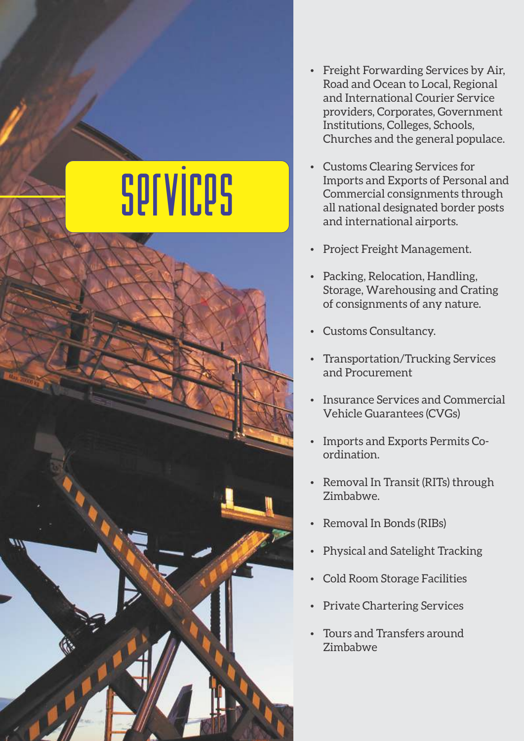# Services

- Freight Forwarding Services by Air, Road and Ocean to Local, Regional and International Courier Service providers, Corporates, Government Institutions, Colleges, Schools, Churches and the general populace.
- Customs Clearing Services for Imports and Exports of Personal and Commercial consignments through all national designated border posts and international airports.
- Project Freight Management.
- Packing, Relocation, Handling, Storage, Warehousing and Crating of consignments of any nature.
- Customs Consultancy.
- Transportation/Trucking Services and Procurement
- Insurance Services and Commercial Vehicle Guarantees (CVGs)
- Imports and Exports Permits Co-ordination.
- Removal In Transit (RITs) through Zimbabwe.
- Removal In Bonds (RIBs)
- Physical and Satelight Tracking
- Cold Room Storage Facilities
- Private Chartering Services
- Tours and Transfers around Zimbabwe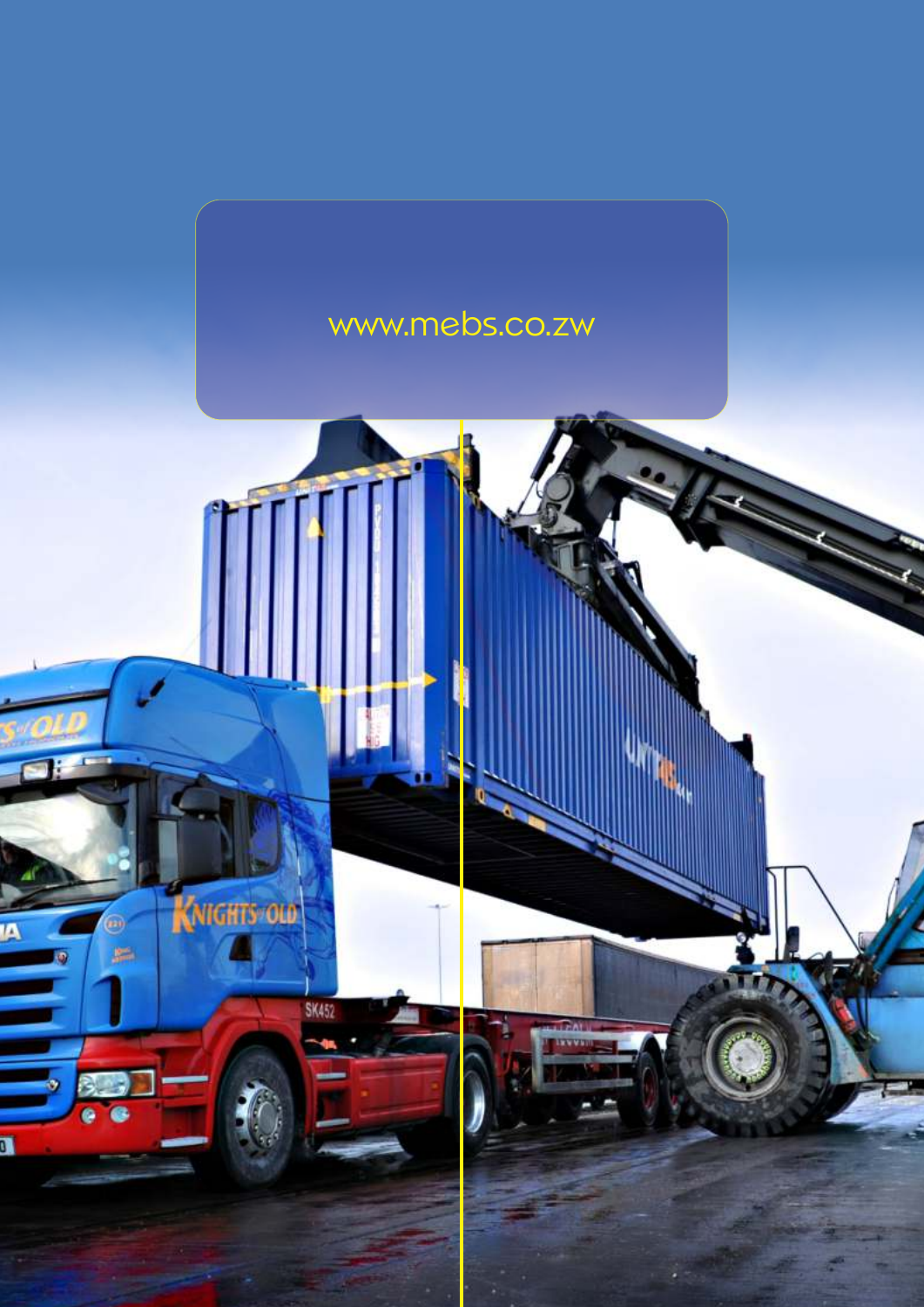www.mebs.co.zw